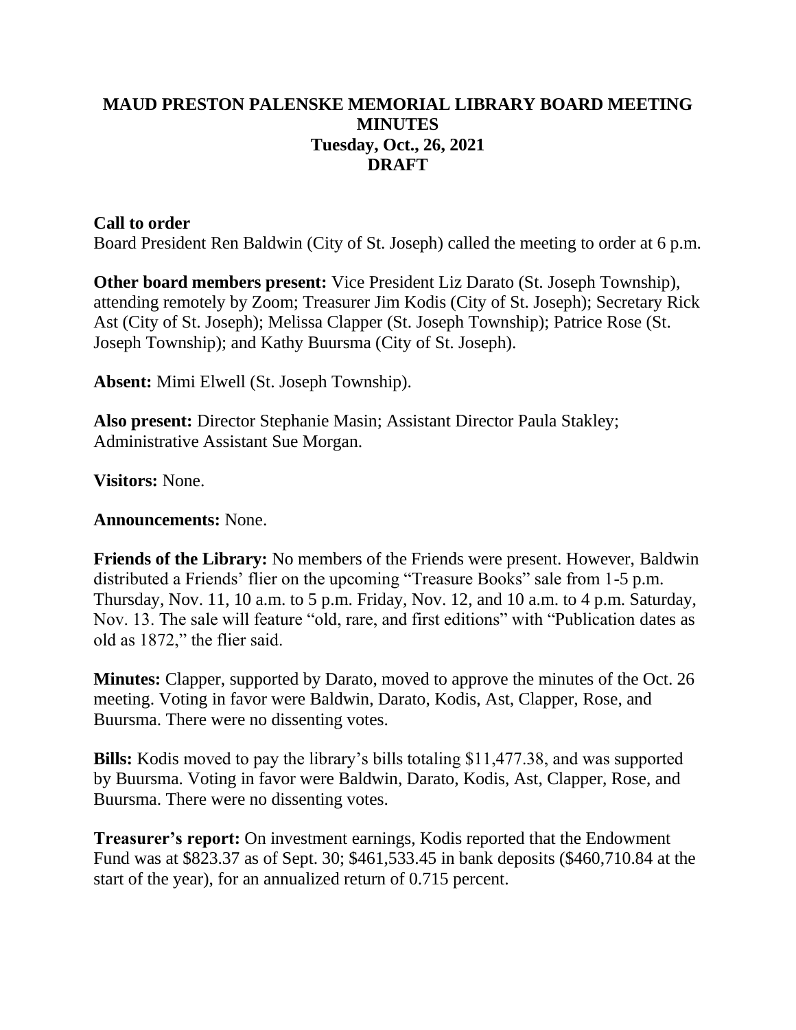# MAUD PRESTON PALENSKE MEMORIAL LIBRARY BOARD MEETING MINUTES

**Tuesday, Oct., 26, 2021**

**DRAFT**

**Call to order**

Board President Ren Baldwin (City of St. Joseph) called the meeting to order at 6 p.m.

**Other board members present:** Vice President Liz Darato (St. Joseph Township), attending remotely by Zoom; Treasurer Jim Kodis (City of St. Joseph); Secretary Rick Ast (City of St. Joseph); Melissa Clapper (St. Joseph Township); Patrice Rose (St. Joseph Township); and Kathy Buursma (City of St. Joseph).

**Absent:** Mimi Elwell (St. Joseph Township).

**Also present:** Director Stephanie Masin; Assistant Director Paula Stakley; Administrative Assistant Sue Morgan.

**Visitors:** None.

**Announcements:** None.

**Friends of the Library:** No members of the Friends were present. However, Baldwin distributed a Friends' flier on the upcoming "Treasure Books" sale from 1-5 p.m. Thursday, Nov. 11, 10 a.m. to 5 p.m. Friday, Nov. 12, and 10 a.m. to 4 p.m. Saturday, Nov. 13. The sale will feature "old, rare, and first editions" with "Publication dates as old as 1872," the flier said.

**Minutes:** Clapper, supported by Darato, moved to approve the minutes of the Oct. 26 meeting. Voting in favor were Baldwin, Darato, Kodis, Ast, Clapper, Rose, and Buursma. There were no dissenting votes.

**Bills:** Kodis moved to pay the library's bills totaling $11,477.38, and was supported by Buursma. Voting in favor were Baldwin, Darato, Kodis, Ast, Clapper, Rose, and Buursma. There were no dissenting votes.

**Treasurer's report:** On investment earnings, Kodis reported that the Endowment Fund was at $823.37 as of Sept. 30; $461,533.45 in bank deposits ($460,710.84 at the start of the year), for an annualized return of 0.715 percent.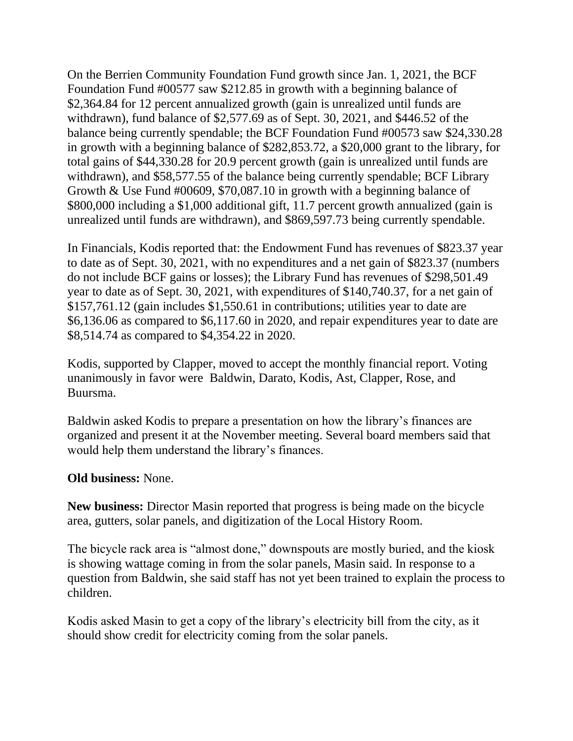On the Berrien Community Foundation Fund growth since Jan. 1, 2021, the BCF Foundation Fund #00577 saw $212.85 in growth with a beginning balance of $2,364.84 for 12 percent annualized growth (gain is unrealized until funds are withdrawn), fund balance of $2,577.69 as of Sept. 30, 2021, and $446.52 of the balance being currently spendable; the BCF Foundation Fund #00573 saw $24,330.28 in growth with a beginning balance of $282,853.72, a $20,000 grant to the library, for total gains of $44,330.28 for 20.9 percent growth (gain is unrealized until funds are withdrawn), and $58,577.55 of the balance being currently spendable; BCF Library Growth & Use Fund #00609, $70,087.10 in growth with a beginning balance of $800,000 including a $1,000 additional gift, 11.7 percent growth annualized (gain is unrealized until funds are withdrawn), and $869,597.73 being currently spendable.

In Financials, Kodis reported that: the Endowment Fund has revenues of $823.37 year to date as of Sept. 30, 2021, with no expenditures and a net gain of $823.37 (numbers do not include BCF gains or losses); the Library Fund has revenues of $298,501.49 year to date as of Sept. 30, 2021, with expenditures of $140,740.37, for a net gain of $157,761.12 (gain includes $1,550.61 in contributions; utilities year to date are $6,136.06 as compared to $6,117.60 in 2020, and repair expenditures year to date are $8,514.74 as compared to $4,354.22 in 2020.

Kodis, supported by Clapper, moved to accept the monthly financial report. Voting unanimously in favor were Baldwin, Darato, Kodis, Ast, Clapper, Rose, and Buursma.

Baldwin asked Kodis to prepare a presentation on how the library's finances are organized and present it at the November meeting. Several board members said that would help them understand the library's finances.

**Old business:** None.

**New business:** Director Masin reported that progress is being made on the bicycle area, gutters, solar panels, and digitization of the Local History Room.

The bicycle rack area is "almost done," downspouts are mostly buried, and the kiosk is showing wattage coming in from the solar panels, Masin said. In response to a question from Baldwin, she said staff has not yet been trained to explain the process to children.

Kodis asked Masin to get a copy of the library's electricity bill from the city, as it should show credit for electricity coming from the solar panels.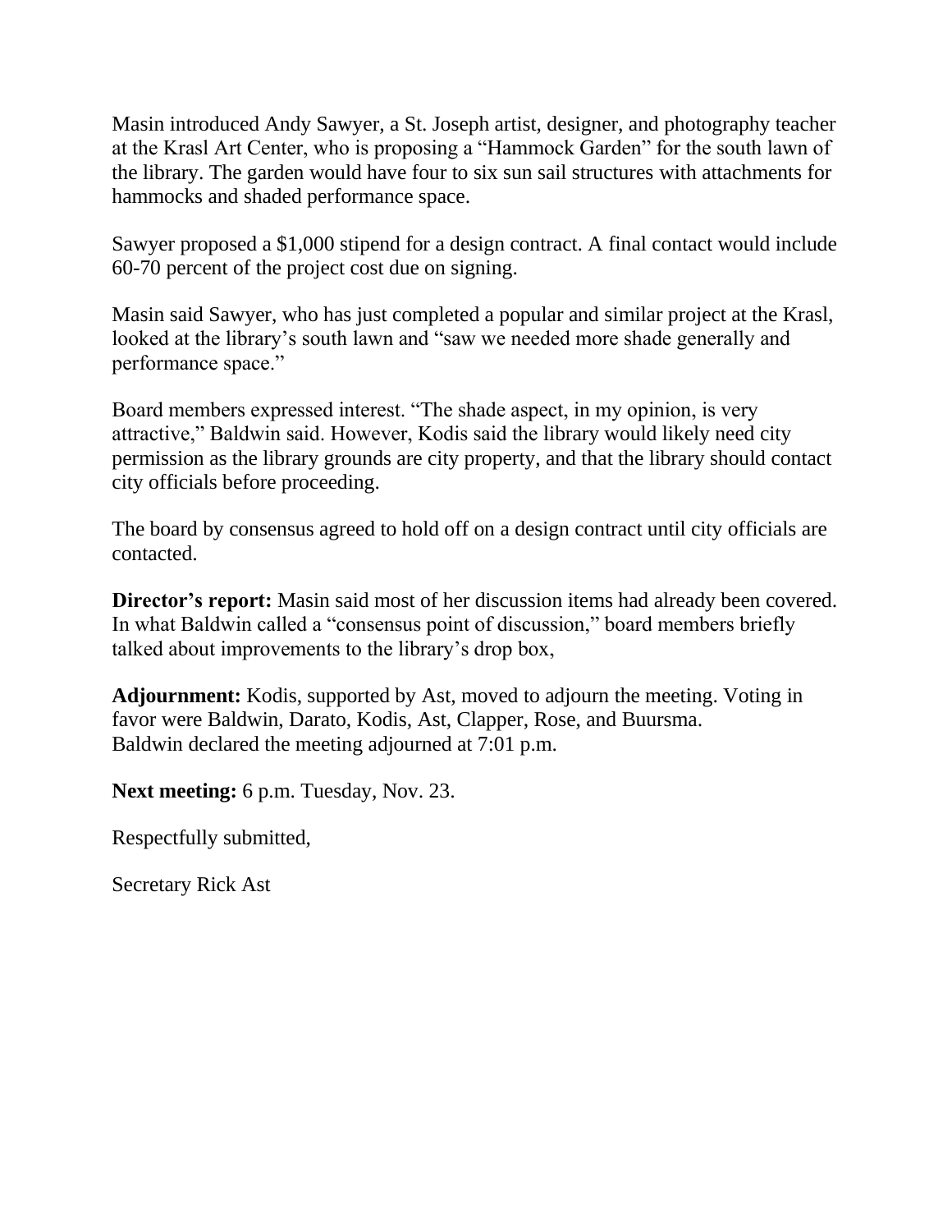Masin introduced Andy Sawyer, a St. Joseph artist, designer, and photography teacher at the Krasl Art Center, who is proposing a "Hammock Garden" for the south lawn of the library. The garden would have four to six sun sail structures with attachments for hammocks and shaded performance space.

Sawyer proposed a $1,000 stipend for a design contract. A final contact would include 60-70 percent of the project cost due on signing.

Masin said Sawyer, who has just completed a popular and similar project at the Krasl, looked at the library's south lawn and "saw we needed more shade generally and performance space."

Board members expressed interest. "The shade aspect, in my opinion, is very attractive," Baldwin said. However, Kodis said the library would likely need city permission as the library grounds are city property, and that the library should contact city officials before proceeding.

The board by consensus agreed to hold off on a design contract until city officials are contacted.

**Director's report:** Masin said most of her discussion items had already been covered. In what Baldwin called a "consensus point of discussion," board members briefly talked about improvements to the library's drop box,

**Adjournment:** Kodis, supported by Ast, moved to adjourn the meeting. Voting in favor were Baldwin, Darato, Kodis, Ast, Clapper, Rose, and Buursma.
Baldwin declared the meeting adjourned at 7:01 p.m.

**Next meeting:** 6 p.m. Tuesday, Nov. 23.

Respectfully submitted,

Secretary Rick Ast